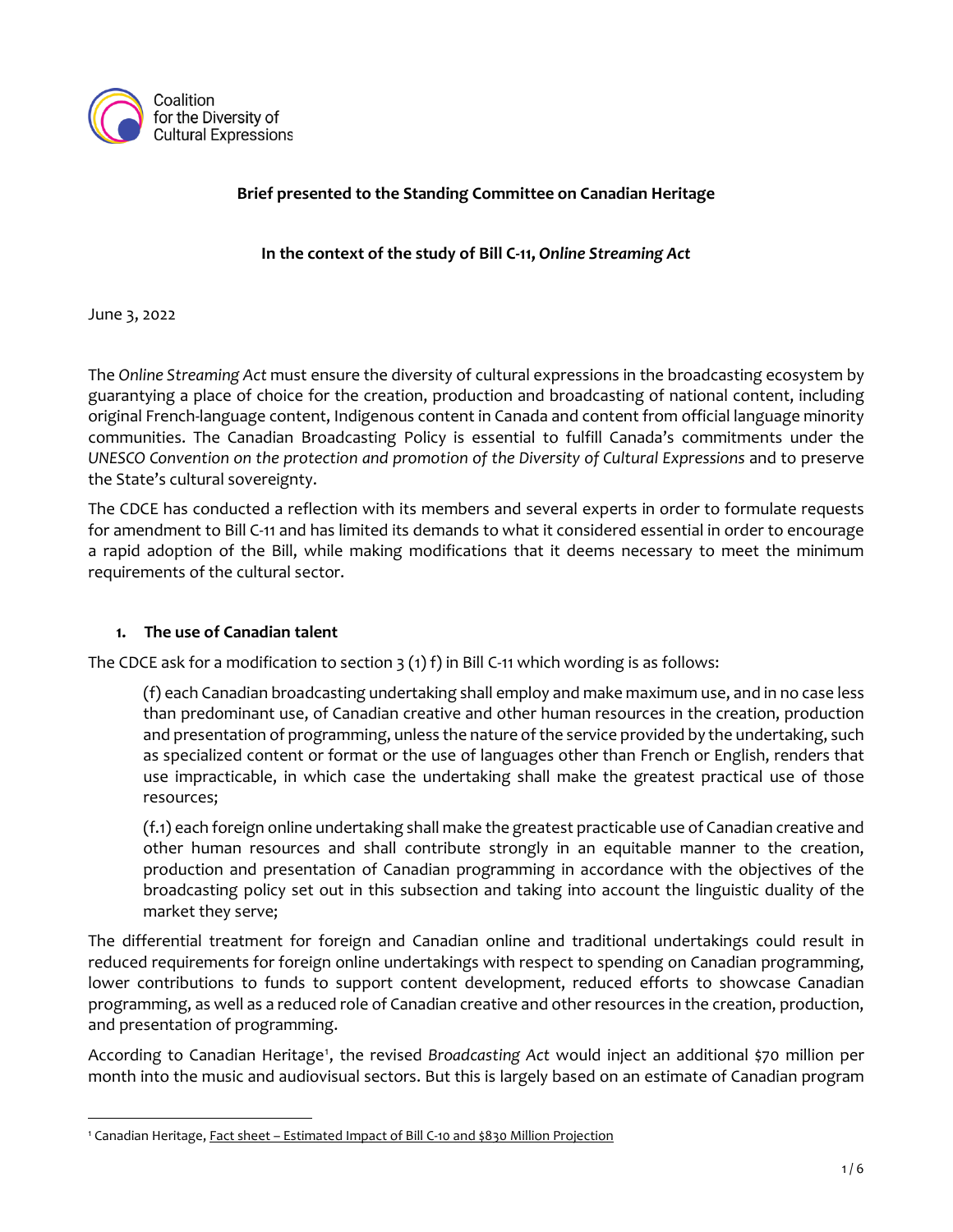Coalition for the Diversity of Cultural Expressions

**Brief presented to the Standing Committee on Canadian Heritage**

**In the context of the study of Bill C-11, *Online Streaming Act***

June 3, 2022

The *Online Streaming Act* must ensure the diversity of cultural expressions in the broadcasting ecosystem by guarantying a place of choice for the creation, production and broadcasting of national content, including original French-language content, Indigenous content in Canada and content from official language minority communities. The Canadian Broadcasting Policy is essential to fulfill Canada's commitments under the *UNESCO Convention on the protection and promotion of the Diversity of Cultural Expressions* and to preserve the State's cultural sovereignty.

The CDCE has conducted a reflection with its members and several experts in order to formulate requests for amendment to Bill C-11 and has limited its demands to what it considered essential in order to encourage a rapid adoption of the Bill, while making modifications that it deems necessary to meet the minimum requirements of the cultural sector.

## 1. The use of Canadian talent

The CDCE ask for a modification to section 3 (1) f) in Bill C-11 which wording is as follows:

> (f) each Canadian broadcasting undertaking shall employ and make maximum use, and in no case less than predominant use, of Canadian creative and other human resources in the creation, production and presentation of programming, unless the nature of the service provided by the undertaking, such as specialized content or format or the use of languages other than French or English, renders that use impracticable, in which case the undertaking shall make the greatest practical use of those resources;
>
> (f.1) each foreign online undertaking shall make the greatest practicable use of Canadian creative and other human resources and shall contribute strongly in an equitable manner to the creation, production and presentation of Canadian programming in accordance with the objectives of the broadcasting policy set out in this subsection and taking into account the linguistic duality of the market they serve;

The differential treatment for foreign and Canadian online and traditional undertakings could result in reduced requirements for foreign online undertakings with respect to spending on Canadian programming, lower contributions to funds to support content development, reduced efforts to showcase Canadian programming, as well as a reduced role of Canadian creative and other resources in the creation, production, and presentation of programming.

According to Canadian Heritage[1], the revised *Broadcasting Act* would inject an additional $70 million per month into the music and audiovisual sectors. But this is largely based on an estimate of Canadian program

---

[1] Canadian Heritage, Fact sheet – Estimated Impact of Bill C-10 and $830 Million Projection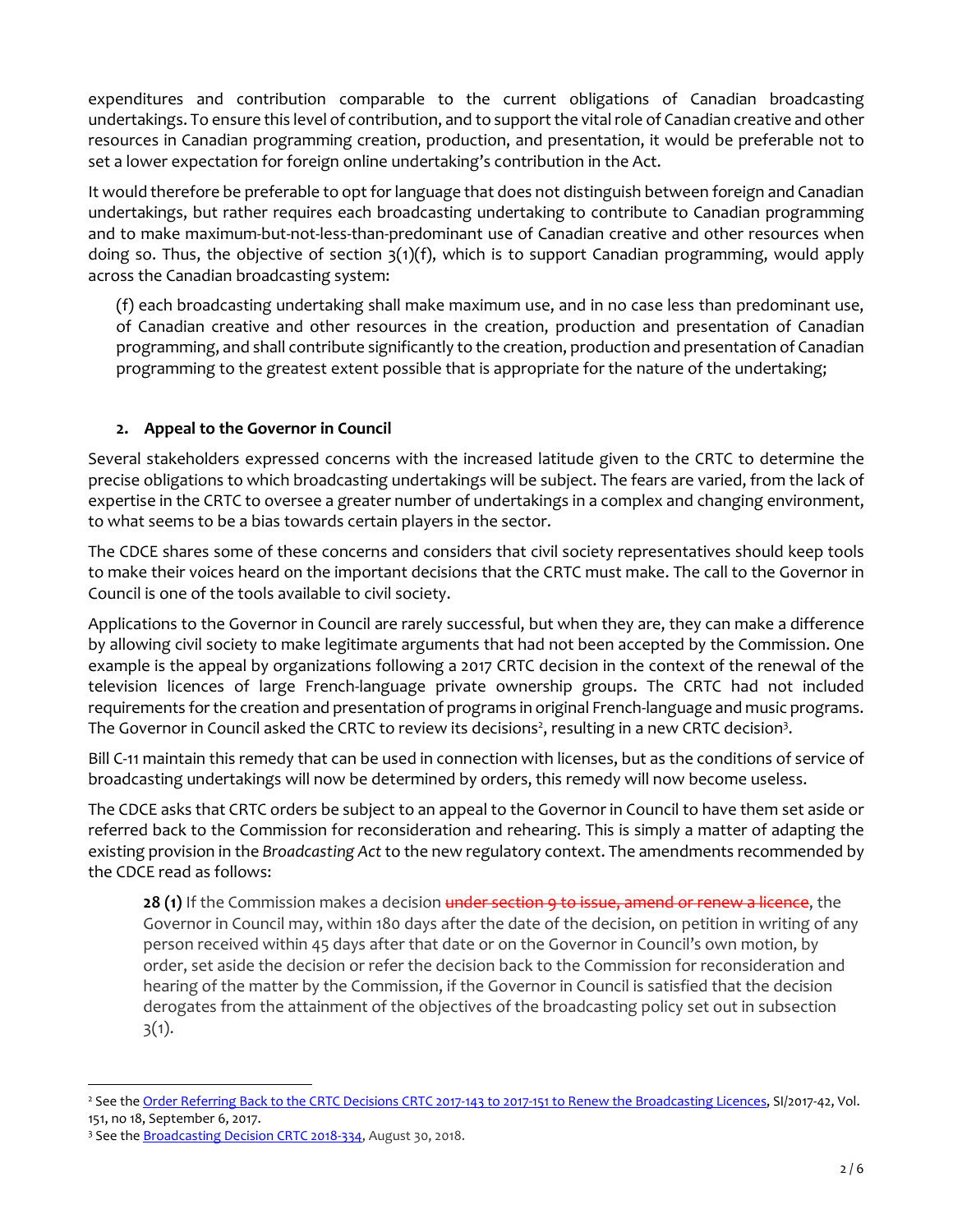expenditures and contribution comparable to the current obligations of Canadian broadcasting undertakings. To ensure this level of contribution, and to support the vital role of Canadian creative and other resources in Canadian programming creation, production, and presentation, it would be preferable not to set a lower expectation for foreign online undertaking's contribution in the Act.

It would therefore be preferable to opt for language that does not distinguish between foreign and Canadian undertakings, but rather requires each broadcasting undertaking to contribute to Canadian programming and to make maximum-but-not-less-than-predominant use of Canadian creative and other resources when doing so. Thus, the objective of section 3(1)(f), which is to support Canadian programming, would apply across the Canadian broadcasting system:

> (f) each broadcasting undertaking shall make maximum use, and in no case less than predominant use, of Canadian creative and other resources in the creation, production and presentation of Canadian programming, and shall contribute significantly to the creation, production and presentation of Canadian programming to the greatest extent possible that is appropriate for the nature of the undertaking;

## 2. Appeal to the Governor in Council

Several stakeholders expressed concerns with the increased latitude given to the CRTC to determine the precise obligations to which broadcasting undertakings will be subject. The fears are varied, from the lack of expertise in the CRTC to oversee a greater number of undertakings in a complex and changing environment, to what seems to be a bias towards certain players in the sector.

The CDCE shares some of these concerns and considers that civil society representatives should keep tools to make their voices heard on the important decisions that the CRTC must make. The call to the Governor in Council is one of the tools available to civil society.

Applications to the Governor in Council are rarely successful, but when they are, they can make a difference by allowing civil society to make legitimate arguments that had not been accepted by the Commission. One example is the appeal by organizations following a 2017 CRTC decision in the context of the renewal of the television licences of large French-language private ownership groups. The CRTC had not included requirements for the creation and presentation of programs in original French-language and music programs. The Governor in Council asked the CRTC to review its decisions[2], resulting in a new CRTC decision[3].

Bill C-11 maintain this remedy that can be used in connection with licenses, but as the conditions of service of broadcasting undertakings will now be determined by orders, this remedy will now become useless.

The CDCE asks that CRTC orders be subject to an appeal to the Governor in Council to have them set aside or referred back to the Commission for reconsideration and rehearing. This is simply a matter of adapting the existing provision in the *Broadcasting Act* to the new regulatory context. The amendments recommended by the CDCE read as follows:

> **28 (1)** If the Commission makes a decision ~~under section 9 to issue, amend or renew a licence~~, the Governor in Council may, within 180 days after the date of the decision, on petition in writing of any person received within 45 days after that date or on the Governor in Council's own motion, by order, set aside the decision or refer the decision back to the Commission for reconsideration and hearing of the matter by the Commission, if the Governor in Council is satisfied that the decision derogates from the attainment of the objectives of the broadcasting policy set out in subsection 3(1).

---

[2] See the Order Referring Back to the CRTC Decisions CRTC 2017-143 to 2017-151 to Renew the Broadcasting Licences, SI/2017-42, Vol. 151, no 18, September 6, 2017.

[3] See the Broadcasting Decision CRTC 2018-334, August 30, 2018.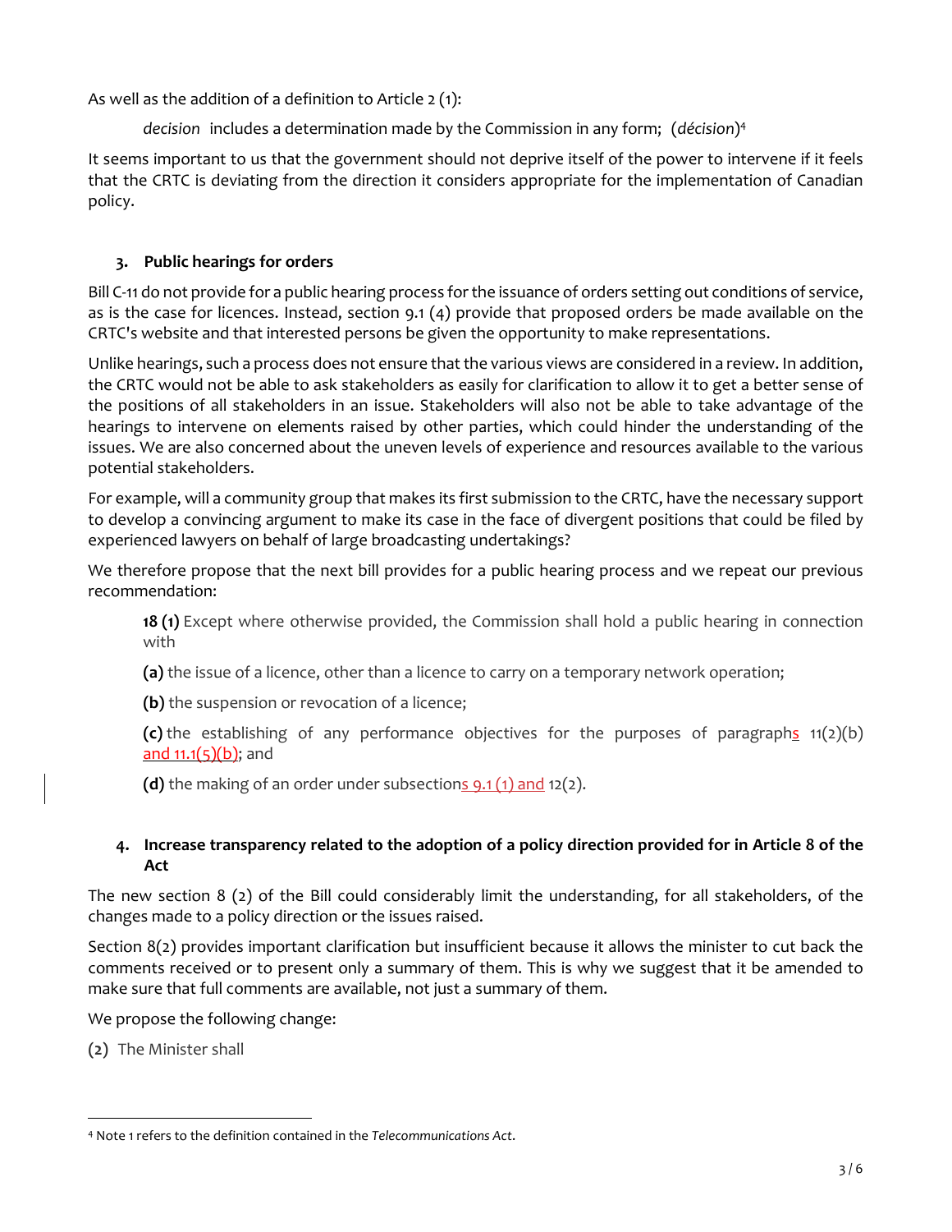As well as the addition of a definition to Article 2 (1):

> *decision* includes a determination made by the Commission in any form; (*décision*)[4]

It seems important to us that the government should not deprive itself of the power to intervene if it feels that the CRTC is deviating from the direction it considers appropriate for the implementation of Canadian policy.

### 3. Public hearings for orders

Bill C-11 do not provide for a public hearing process for the issuance of orders setting out conditions of service, as is the case for licences. Instead, section 9.1 (4) provide that proposed orders be made available on the CRTC's website and that interested persons be given the opportunity to make representations.

Unlike hearings, such a process does not ensure that the various views are considered in a review. In addition, the CRTC would not be able to ask stakeholders as easily for clarification to allow it to get a better sense of the positions of all stakeholders in an issue. Stakeholders will also not be able to take advantage of the hearings to intervene on elements raised by other parties, which could hinder the understanding of the issues. We are also concerned about the uneven levels of experience and resources available to the various potential stakeholders.

For example, will a community group that makes its first submission to the CRTC, have the necessary support to develop a convincing argument to make its case in the face of divergent positions that could be filed by experienced lawyers on behalf of large broadcasting undertakings?

We therefore propose that the next bill provides for a public hearing process and we repeat our previous recommendation:

> **18 (1)** Except where otherwise provided, the Commission shall hold a public hearing in connection with
>
> **(a)** the issue of a licence, other than a licence to carry on a temporary network operation;
>
> **(b)** the suspension or revocation of a licence;
>
> **(c)** the establishing of any performance objectives for the purposes of paragraphs 11(2)(b) and 11.1(5)(b); and
>
> **(d)** the making of an order under subsections 9.1 (1) and 12(2).

### 4. Increase transparency related to the adoption of a policy direction provided for in Article 8 of the Act

The new section 8 (2) of the Bill could considerably limit the understanding, for all stakeholders, of the changes made to a policy direction or the issues raised.

Section 8(2) provides important clarification but insufficient because it allows the minister to cut back the comments received or to present only a summary of them. This is why we suggest that it be amended to make sure that full comments are available, not just a summary of them.

We propose the following change:

**(2)** The Minister shall

---

[4] Note 1 refers to the definition contained in the *Telecommunications Act*.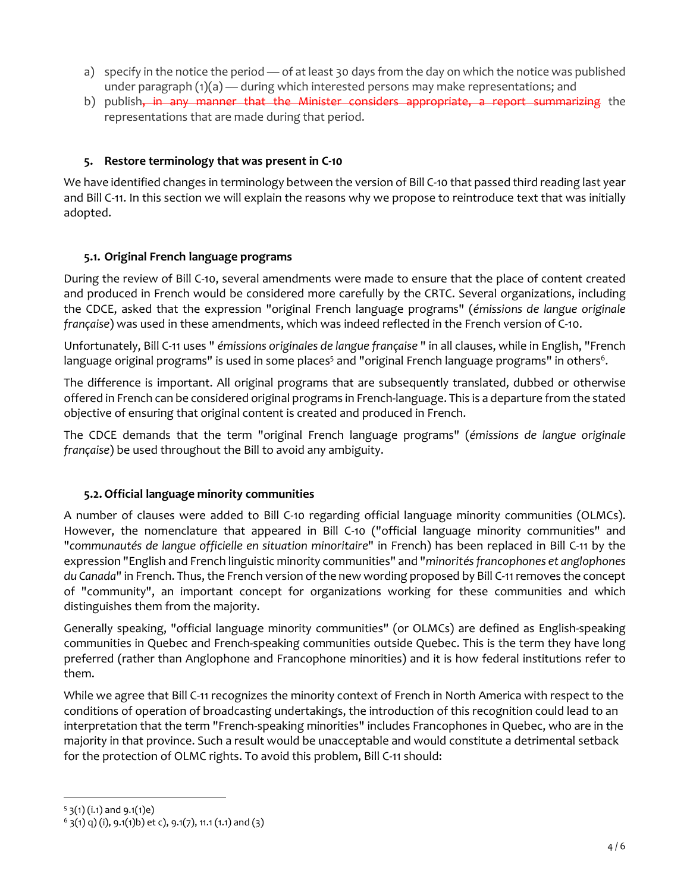a) specify in the notice the period — of at least 30 days from the day on which the notice was published under paragraph (1)(a) — during which interested persons may make representations; and
b) publish~~, in any manner that the Minister considers appropriate, a report summarizing~~ the representations that are made during that period.

### 5. Restore terminology that was present in C-10

We have identified changes in terminology between the version of Bill C-10 that passed third reading last year and Bill C-11. In this section we will explain the reasons why we propose to reintroduce text that was initially adopted.

#### 5.1. Original French language programs

During the review of Bill C-10, several amendments were made to ensure that the place of content created and produced in French would be considered more carefully by the CRTC. Several organizations, including the CDCE, asked that the expression "original French language programs" (*émissions de langue originale française*) was used in these amendments, which was indeed reflected in the French version of C-10.

Unfortunately, Bill C-11 uses " *émissions originales de langue française* " in all clauses, while in English, "French language original programs" is used in some places[5] and "original French language programs" in others[6].

The difference is important. All original programs that are subsequently translated, dubbed or otherwise offered in French can be considered original programs in French-language. This is a departure from the stated objective of ensuring that original content is created and produced in French.

The CDCE demands that the term "original French language programs" (*émissions de langue originale française*) be used throughout the Bill to avoid any ambiguity.

#### 5.2. Official language minority communities

A number of clauses were added to Bill C-10 regarding official language minority communities (OLMCs). However, the nomenclature that appeared in Bill C-10 ("official language minority communities" and "*communautés de langue officielle en situation minoritaire*" in French) has been replaced in Bill C-11 by the expression "English and French linguistic minority communities" and "*minorités francophones et anglophones du Canada*" in French. Thus, the French version of the new wording proposed by Bill C-11 removes the concept of "community", an important concept for organizations working for these communities and which distinguishes them from the majority.

Generally speaking, "official language minority communities" (or OLMCs) are defined as English-speaking communities in Quebec and French-speaking communities outside Quebec. This is the term they have long preferred (rather than Anglophone and Francophone minorities) and it is how federal institutions refer to them.

While we agree that Bill C-11 recognizes the minority context of French in North America with respect to the conditions of operation of broadcasting undertakings, the introduction of this recognition could lead to an interpretation that the term "French-speaking minorities" includes Francophones in Quebec, who are in the majority in that province. Such a result would be unacceptable and would constitute a detrimental setback for the protection of OLMC rights. To avoid this problem, Bill C-11 should:

---

[5] 3(1) (i.1) and 9.1(1)e)

[6] 3(1) q) (i), 9.1(1)b) et c), 9.1(7), 11.1 (1.1) and (3)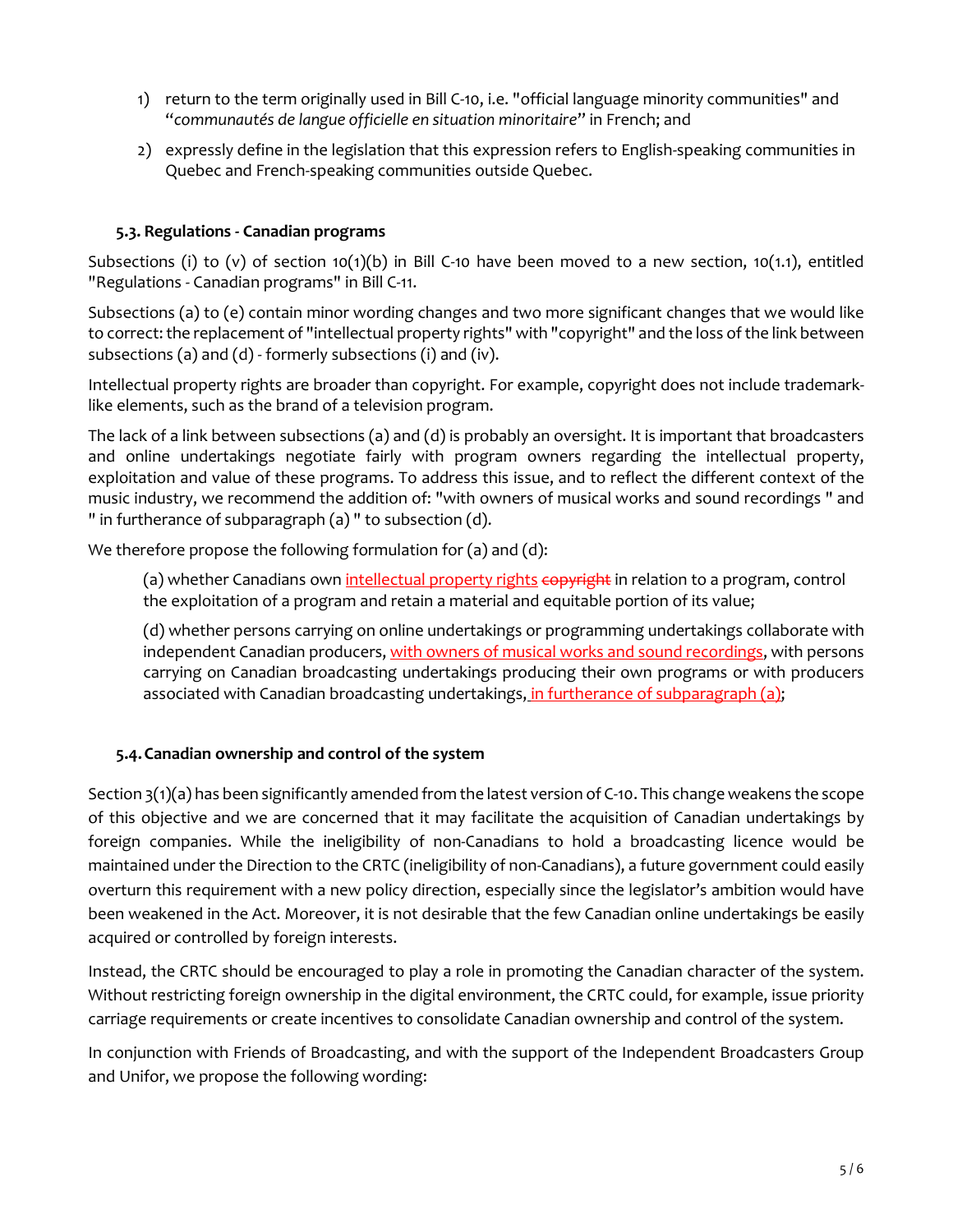1) return to the term originally used in Bill C-10, i.e. "official language minority communities" and "*communautés de langue officielle en situation minoritaire*" in French; and
2) expressly define in the legislation that this expression refers to English-speaking communities in Quebec and French-speaking communities outside Quebec.

### 5.3. Regulations - Canadian programs

Subsections (i) to (v) of section 10(1)(b) in Bill C-10 have been moved to a new section, 10(1.1), entitled "Regulations - Canadian programs" in Bill C-11.

Subsections (a) to (e) contain minor wording changes and two more significant changes that we would like to correct: the replacement of "intellectual property rights" with "copyright" and the loss of the link between subsections (a) and (d) - formerly subsections (i) and (iv).

Intellectual property rights are broader than copyright. For example, copyright does not include trademark-like elements, such as the brand of a television program.

The lack of a link between subsections (a) and (d) is probably an oversight. It is important that broadcasters and online undertakings negotiate fairly with program owners regarding the intellectual property, exploitation and value of these programs. To address this issue, and to reflect the different context of the music industry, we recommend the addition of: "with owners of musical works and sound recordings " and " in furtherance of subparagraph (a) " to subsection (d).

We therefore propose the following formulation for (a) and (d):

> (a) whether Canadians own <u>intellectual property rights</u> ~~copyright~~ in relation to a program, control the exploitation of a program and retain a material and equitable portion of its value;
>
> (d) whether persons carrying on online undertakings or programming undertakings collaborate with independent Canadian producers, <u>with owners of musical works and sound recordings</u>, with persons carrying on Canadian broadcasting undertakings producing their own programs or with producers associated with Canadian broadcasting undertakings, <u>in furtherance of subparagraph (a)</u>;

### 5.4. Canadian ownership and control of the system

Section 3(1)(a) has been significantly amended from the latest version of C-10. This change weakens the scope of this objective and we are concerned that it may facilitate the acquisition of Canadian undertakings by foreign companies. While the ineligibility of non-Canadians to hold a broadcasting licence would be maintained under the Direction to the CRTC (ineligibility of non-Canadians), a future government could easily overturn this requirement with a new policy direction, especially since the legislator's ambition would have been weakened in the Act. Moreover, it is not desirable that the few Canadian online undertakings be easily acquired or controlled by foreign interests.

Instead, the CRTC should be encouraged to play a role in promoting the Canadian character of the system. Without restricting foreign ownership in the digital environment, the CRTC could, for example, issue priority carriage requirements or create incentives to consolidate Canadian ownership and control of the system.

In conjunction with Friends of Broadcasting, and with the support of the Independent Broadcasters Group and Unifor, we propose the following wording: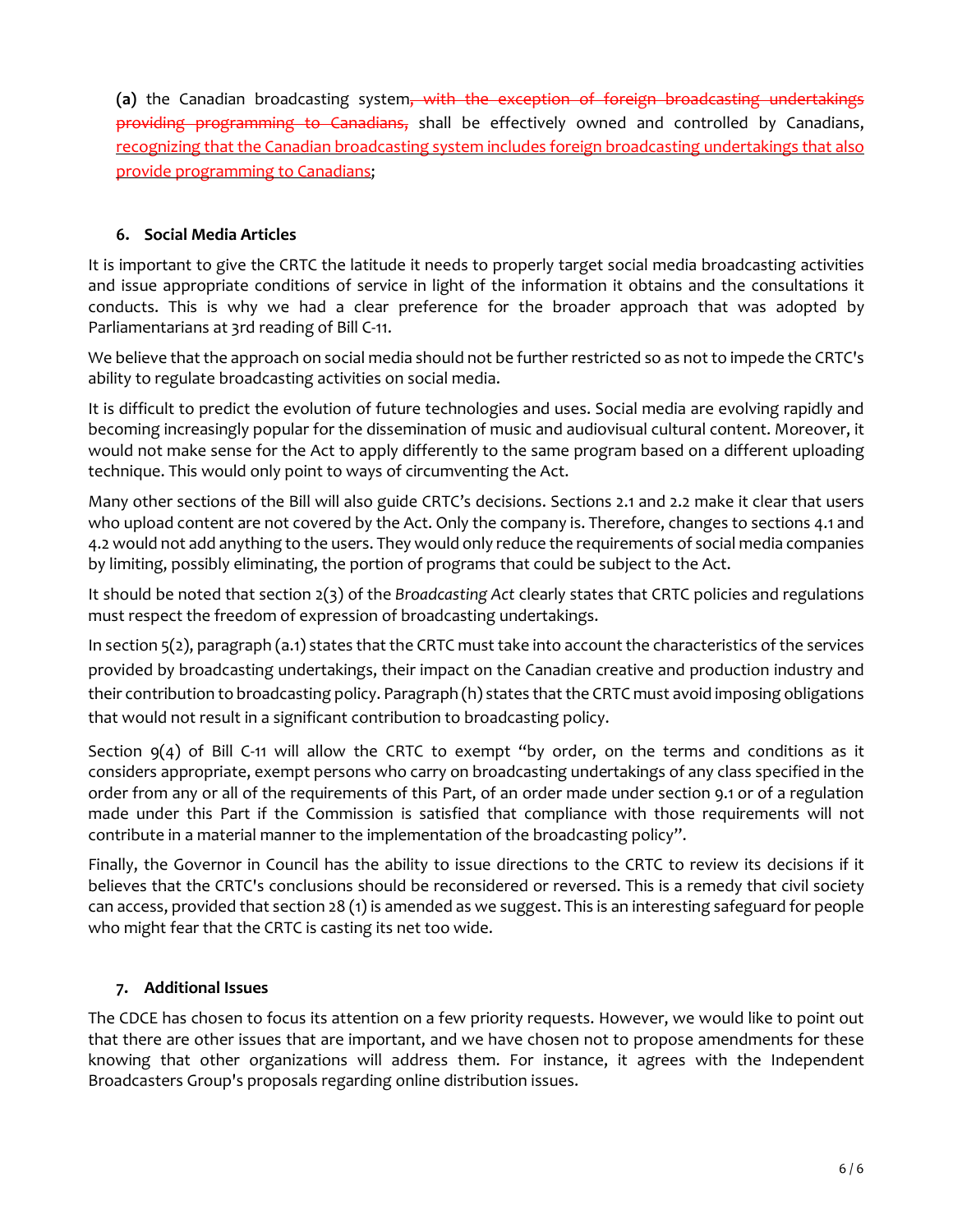**(a)** the Canadian broadcasting system~~, with the exception of foreign broadcasting undertakings providing programming to Canadians,~~ shall be effectively owned and controlled by Canadians, <u>recognizing that the Canadian broadcasting system includes foreign broadcasting undertakings that also provide programming to Canadians</u>;

### 6. Social Media Articles

It is important to give the CRTC the latitude it needs to properly target social media broadcasting activities and issue appropriate conditions of service in light of the information it obtains and the consultations it conducts. This is why we had a clear preference for the broader approach that was adopted by Parliamentarians at 3rd reading of Bill C-11.

We believe that the approach on social media should not be further restricted so as not to impede the CRTC's ability to regulate broadcasting activities on social media.

It is difficult to predict the evolution of future technologies and uses. Social media are evolving rapidly and becoming increasingly popular for the dissemination of music and audiovisual cultural content. Moreover, it would not make sense for the Act to apply differently to the same program based on a different uploading technique. This would only point to ways of circumventing the Act.

Many other sections of the Bill will also guide CRTC's decisions. Sections 2.1 and 2.2 make it clear that users who upload content are not covered by the Act. Only the company is. Therefore, changes to sections 4.1 and 4.2 would not add anything to the users. They would only reduce the requirements of social media companies by limiting, possibly eliminating, the portion of programs that could be subject to the Act.

It should be noted that section 2(3) of the *Broadcasting Act* clearly states that CRTC policies and regulations must respect the freedom of expression of broadcasting undertakings.

In section 5(2), paragraph (a.1) states that the CRTC must take into account the characteristics of the services provided by broadcasting undertakings, their impact on the Canadian creative and production industry and their contribution to broadcasting policy. Paragraph (h) states that the CRTC must avoid imposing obligations that would not result in a significant contribution to broadcasting policy.

Section 9(4) of Bill C-11 will allow the CRTC to exempt "by order, on the terms and conditions as it considers appropriate, exempt persons who carry on broadcasting undertakings of any class specified in the order from any or all of the requirements of this Part, of an order made under section 9.1 or of a regulation made under this Part if the Commission is satisfied that compliance with those requirements will not contribute in a material manner to the implementation of the broadcasting policy".

Finally, the Governor in Council has the ability to issue directions to the CRTC to review its decisions if it believes that the CRTC's conclusions should be reconsidered or reversed. This is a remedy that civil society can access, provided that section 28 (1) is amended as we suggest. This is an interesting safeguard for people who might fear that the CRTC is casting its net too wide.

### 7. Additional Issues

The CDCE has chosen to focus its attention on a few priority requests. However, we would like to point out that there are other issues that are important, and we have chosen not to propose amendments for these knowing that other organizations will address them. For instance, it agrees with the Independent Broadcasters Group's proposals regarding online distribution issues.